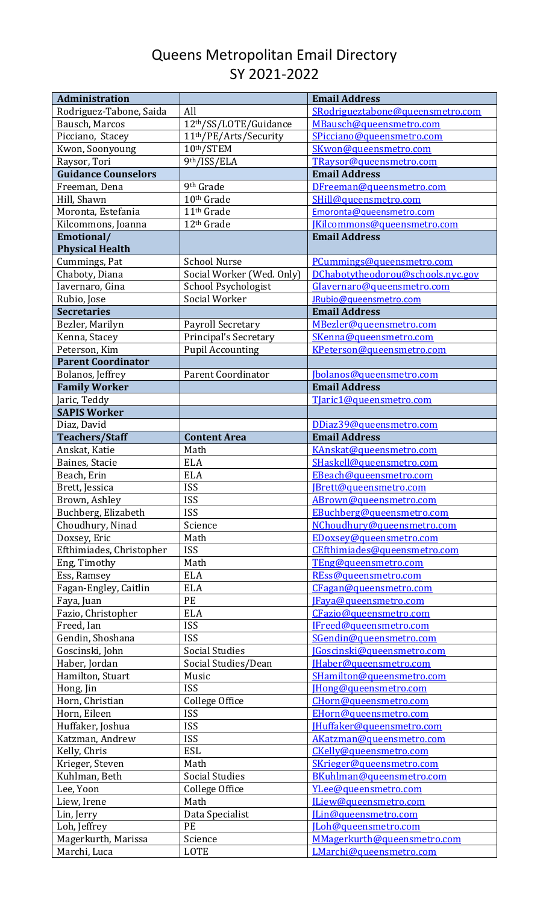# Queens Metropolitan Email Directory
## SY 2021-2022

| **Administration** | | **Email Address** |
|---|---|---|
| Rodriguez-Tabone, Saida | All | SRodrigueztabone@queensmetro.com |
| Bausch, Marcos | 12th/SS/LOTE/Guidance | MBausch@queensmetro.com |
| Picciano, Stacey | 11th/PE/Arts/Security | SPicciano@queensmetro.com |
| Kwon, Soonyoung | 10th/STEM | SKwon@queensmetro.com |
| Raysor, Tori | 9th/ISS/ELA | TRaysor@queensmetro.com |
| **Guidance Counselors** | | **Email Address** |
| Freeman, Dena | 9th Grade | DFreeman@queensmetro.com |
| Hill, Shawn | 10th Grade | SHill@queensmetro.com |
| Moronta, Estefania | 11th Grade | Emoronta@queensmetro.com |
| Kilcommons, Joanna | 12th Grade | JKilcommons@queensmetro.com |
| **Emotional/ Physical Health** | | **Email Address** |
| Cummings, Pat | School Nurse | PCummings@queensmetro.com |
| Chaboty, Diana | Social Worker (Wed. Only) | DChabotytheodorou@schools.nyc.gov |
| Iavernaro, Gina | School Psychologist | GIavernaro@queensmetro.com |
| Rubio, Jose | Social Worker | JRubio@queensmetro.com |
| **Secretaries** | | **Email Address** |
| Bezler, Marilyn | Payroll Secretary | MBezler@queensmetro.com |
| Kenna, Stacey | Principal's Secretary | SKenna@queensmetro.com |
| Peterson, Kim | Pupil Accounting | KPeterson@queensmetro.com |
| **Parent Coordinator** | | |
| Bolanos, Jeffrey | Parent Coordinator | Jbolanos@queensmetro.com |
| **Family Worker** | | **Email Address** |
| Jaric, Teddy | | TJaric1@queensmetro.com |
| **SAPIS Worker** | | |
| Diaz, David | | DDiaz39@queensmetro.com |
| **Teachers/Staff** | **Content Area** | **Email Address** |
| Anskat, Katie | Math | KAnskat@queensmetro.com |
| Baines, Stacie | ELA | SHaskell@queensmetro.com |
| Beach, Erin | ELA | EBeach@queensmetro.com |
| Brett, Jessica | ISS | JBrett@queensmetro.com |
| Brown, Ashley | ISS | ABrown@queensmetro.com |
| Buchberg, Elizabeth | ISS | EBuchberg@queensmetro.com |
| Choudhury, Ninad | Science | NChoudhury@queensmetro.com |
| Doxsey, Eric | Math | EDoxsey@queensmetro.com |
| Efthimiades, Christopher | ISS | CEfthimiades@queensmetro.com |
| Eng, Timothy | Math | TEng@queensmetro.com |
| Ess, Ramsey | ELA | REss@queensmetro.com |
| Fagan-Engley, Caitlin | ELA | CFagan@queensmetro.com |
| Faya, Juan | PE | JFaya@queensmetro.com |
| Fazio, Christopher | ELA | CFazio@queensmetro.com |
| Freed, Ian | ISS | IFreed@queensmetro.com |
| Gendin, Shoshana | ISS | SGendin@queensmetro.com |
| Goscinski, John | Social Studies | JGoscinski@queensmetro.com |
| Haber, Jordan | Social Studies/Dean | JHaber@queensmetro.com |
| Hamilton, Stuart | Music | SHamilton@queensmetro.com |
| Hong, Jin | ISS | JHong@queensmetro.com |
| Horn, Christian | College Office | CHorn@queensmetro.com |
| Horn, Eileen | ISS | EHorn@queensmetro.com |
| Huffaker, Joshua | ISS | JHuffaker@queensmetro.com |
| Katzman, Andrew | ISS | AKatzman@queensmetro.com |
| Kelly, Chris | ESL | CKelly@queensmetro.com |
| Krieger, Steven | Math | SKrieger@queensmetro.com |
| Kuhlman, Beth | Social Studies | BKuhlman@queensmetro.com |
| Lee, Yoon | College Office | YLee@queensmetro.com |
| Liew, Irene | Math | ILiew@queensmetro.com |
| Lin, Jerry | Data Specialist | JLin@queensmetro.com |
| Loh, Jeffrey | PE | JLoh@queensmetro.com |
| Magerkurth, Marissa | Science | MMagerkurth@queensmetro.com |
| Marchi, Luca | LOTE | LMarchi@queensmetro.com |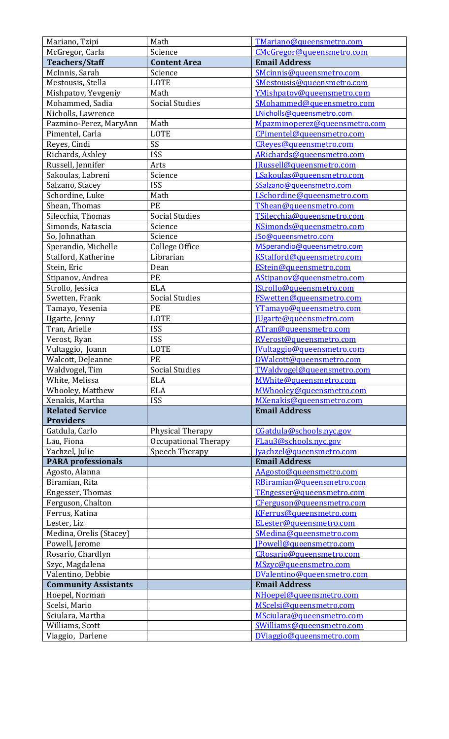| | | |
|---|---|---|
| Mariano, Tzipi | Math | TMariano@queensmetro.com |
| McGregor, Carla | Science | CMcGregor@queensmetro.com |
| **Teachers/Staff** | **Content Area** | **Email Address** |
| McInnis, Sarah | Science | SMcinnis@queensmetro.com |
| Mestousis, Stella | LOTE | SMestousis@queensmetro.com |
| Mishpatov, Yevgeniy | Math | YMishpatov@queensmetro.com |
| Mohammed, Sadia | Social Studies | SMohammed@queensmetro.com |
| Nicholls, Lawrence | | LNicholls@queensmetro.com |
| Pazmino-Perez, MaryAnn | Math | Mpazminoperez@queensmetro.com |
| Pimentel, Carla | LOTE | CPimentel@queensmetro.com |
| Reyes, Cindi | SS | CReyes@queensmetro.com |
| Richards, Ashley | ISS | ARichards@queensmetro.com |
| Russell, Jennifer | Arts | JRussell@queensmetro.com |
| Sakoulas, Labreni | Science | LSakoulas@queensmetro.com |
| Salzano, Stacey | ISS | SSalzano@queensmetro.com |
| Schordine, Luke | Math | LSchordine@queensmetro.com |
| Shean, Thomas | PE | TShean@queensmetro.com |
| Silecchia, Thomas | Social Studies | TSilecchia@queensmetro.com |
| Simonds, Natascia | Science | NSimonds@queensmetro.com |
| So, Johnathan | Science | JSo@queensmetro.com |
| Sperandio, Michelle | College Office | MSperandio@queensmetro.com |
| Stalford, Katherine | Librarian | KStalford@queensmetro.com |
| Stein, Eric | Dean | EStein@queensmetro.com |
| Stipanov, Andrea | PE | AStipanov@queensmetro.com |
| Strollo, Jessica | ELA | JStrollo@queensmetro.com |
| Swetten, Frank | Social Studies | FSwetten@queensmetro.com |
| Tamayo, Yesenia | PE | YTamayo@queensmetro.com |
| Ugarte, Jenny | LOTE | JUgarte@queensmetro.com |
| Tran, Arielle | ISS | ATran@queensmetro.com |
| Verost, Ryan | ISS | RVerost@queensmetro.com |
| Vultaggio, Joann | LOTE | JVultaggio@queensmetro.com |
| Walcott, DeJeanne | PE | DWalcott@queensmetro.com |
| Waldvogel, Tim | Social Studies | TWaldvogel@queensmetro.com |
| White, Melissa | ELA | MWhite@queensmetro.com |
| Whooley, Matthew | ELA | MWhooley@queensmetro.com |
| Xenakis, Martha | ISS | MXenakis@queensmetro.com |
| **Related Service Providers** | | **Email Address** |
| Gatdula, Carlo | Physical Therapy | CGatdula@schools.nyc.gov |
| Lau, Fiona | Occupational Therapy | FLau3@schools.nyc.gov |
| Yachzel, Julie | Speech Therapy | Jyachzel@queensmetro.com |
| **PARA professionals** | | **Email Address** |
| Agosto, Alanna | | AAgosto@queensmetro.com |
| Biramian, Rita | | RBiramian@queensmetro.com |
| Engesser, Thomas | | TEngesser@queensmetro.com |
| Ferguson, Chalton | | CFerguson@queensmetro.com |
| Ferrus, Katina | | KFerrus@queensmetro.com |
| Lester, Liz | | ELester@queensmetro.com |
| Medina, Orelis (Stacey) | | SMedina@queensmetro.com |
| Powell, Jerome | | JPowell@queensmetro.com |
| Rosario, Chardlyn | | CRosario@queensmetro.com |
| Szyc, Magdalena | | MSzyc@queensmetro.com |
| Valentino, Debbie | | DValentino@queensmetro.com |
| **Community Assistants** | | **Email Address** |
| Hoepel, Norman | | NHoepel@queensmetro.com |
| Scelsi, Mario | | MScelsi@queensmetro.com |
| Sciulara, Martha | | MSciulara@queensmetro.com |
| Williams, Scott | | SWilliams@queensmetro.com |
| Viaggio, Darlene | | DViaggio@queensmetro.com |